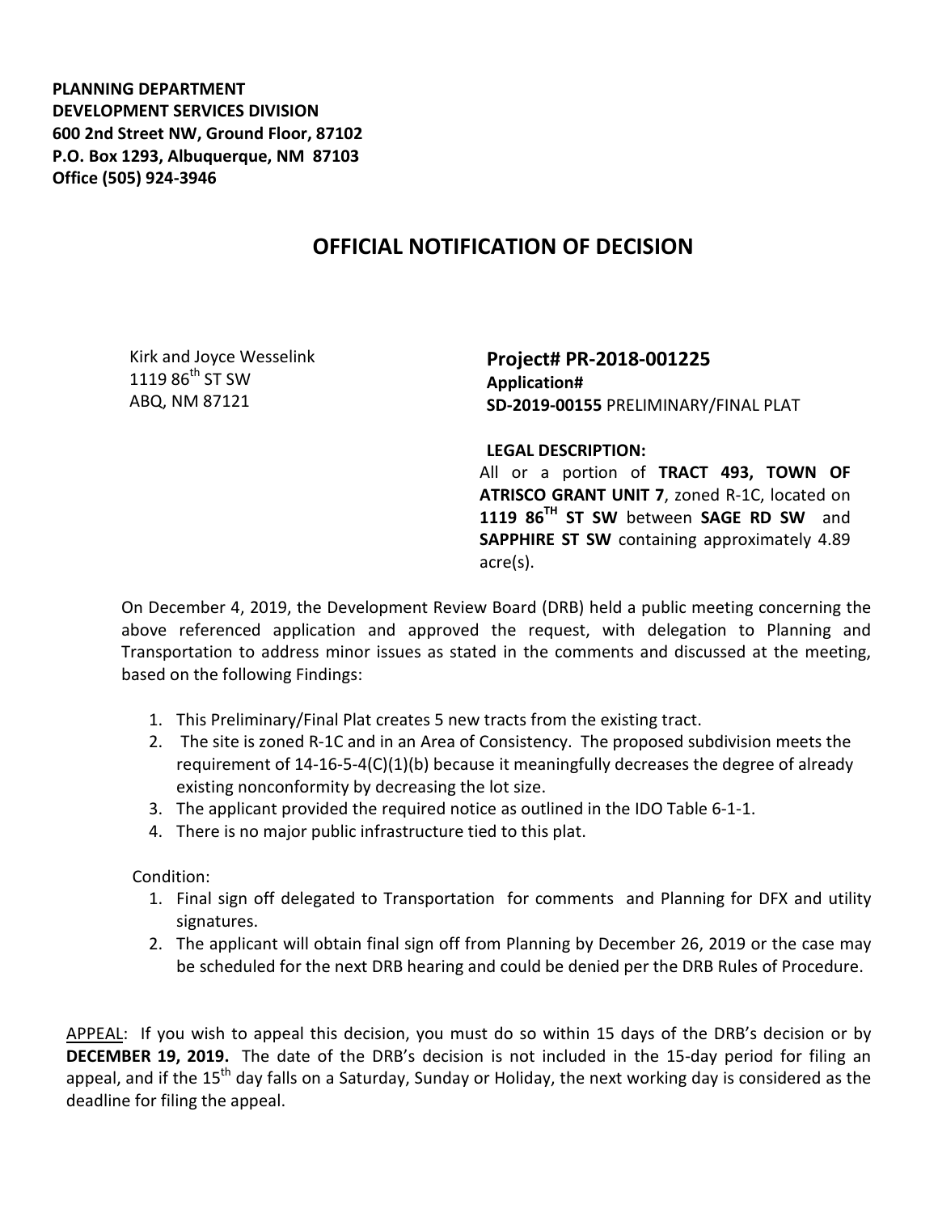**PLANNING DEPARTMENT**
**DEVELOPMENT SERVICES DIVISION**
**600 2nd Street NW, Ground Floor, 87102**
**P.O. Box 1293, Albuquerque, NM 87103**
**Office (505) 924-3946**

# OFFICIAL NOTIFICATION OF DECISION

Kirk and Joyce Wesselink
1119 86th ST SW
ABQ, NM 87121

**Project# PR-2018-001225**
**Application#**
**SD-2019-00155** PRELIMINARY/FINAL PLAT

**LEGAL DESCRIPTION:**
All or a portion of **TRACT 493, TOWN OF ATRISCO GRANT UNIT 7**, zoned R-1C, located on **1119 86TH ST SW** between **SAGE RD SW** and **SAPPHIRE ST SW** containing approximately 4.89 acre(s).

On December 4, 2019, the Development Review Board (DRB) held a public meeting concerning the above referenced application and approved the request, with delegation to Planning and Transportation to address minor issues as stated in the comments and discussed at the meeting, based on the following Findings:

1. This Preliminary/Final Plat creates 5 new tracts from the existing tract.
2. The site is zoned R-1C and in an Area of Consistency. The proposed subdivision meets the requirement of 14-16-5-4(C)(1)(b) because it meaningfully decreases the degree of already existing nonconformity by decreasing the lot size.
3. The applicant provided the required notice as outlined in the IDO Table 6-1-1.
4. There is no major public infrastructure tied to this plat.

Condition:

1. Final sign off delegated to Transportation for comments and Planning for DFX and utility signatures.
2. The applicant will obtain final sign off from Planning by December 26, 2019 or the case may be scheduled for the next DRB hearing and could be denied per the DRB Rules of Procedure.

APPEAL: If you wish to appeal this decision, you must do so within 15 days of the DRB's decision or by **DECEMBER 19, 2019.** The date of the DRB's decision is not included in the 15-day period for filing an appeal, and if the 15th day falls on a Saturday, Sunday or Holiday, the next working day is considered as the deadline for filing the appeal.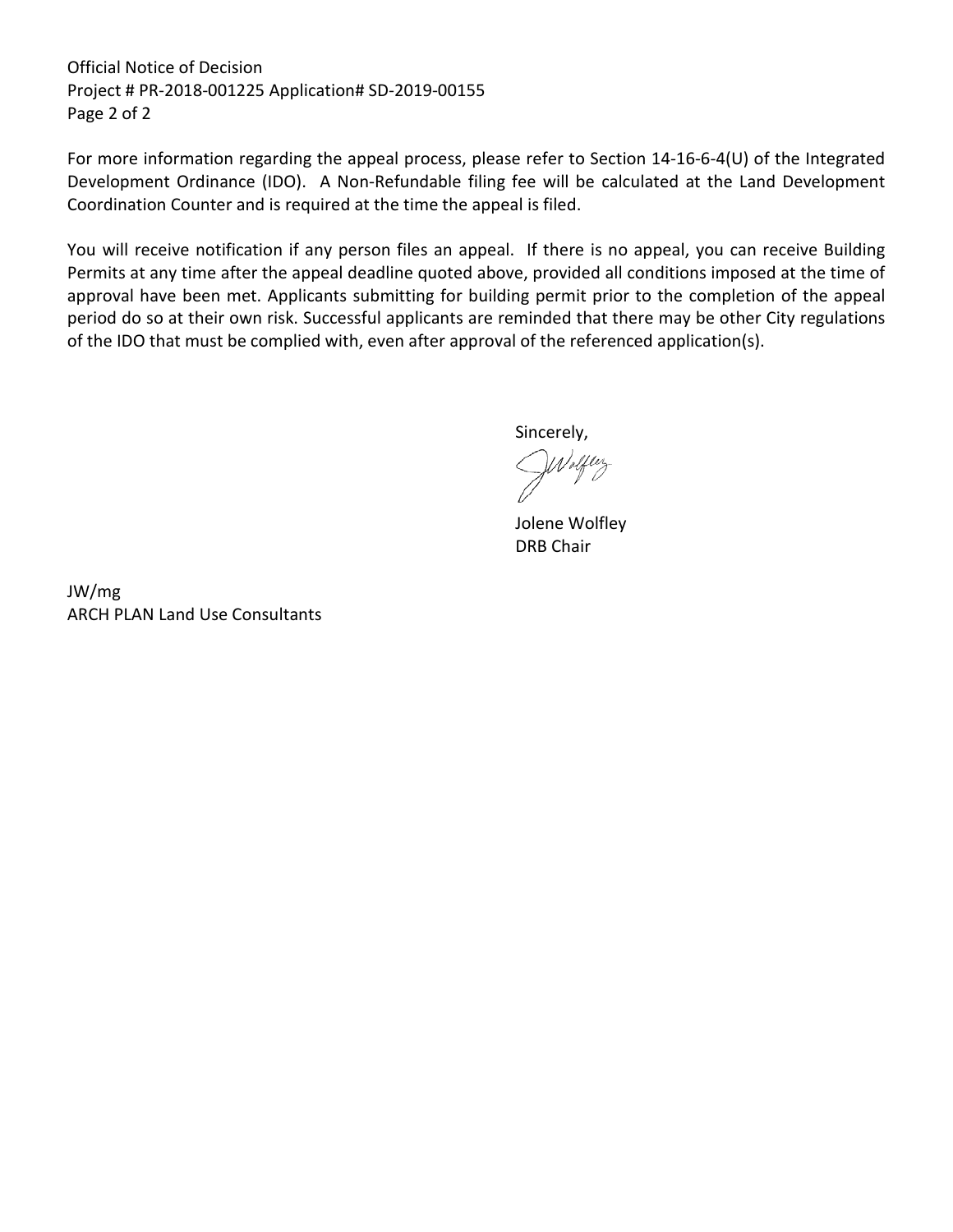For more information regarding the appeal process, please refer to Section 14-16-6-4(U) of the Integrated Development Ordinance (IDO). A Non-Refundable filing fee will be calculated at the Land Development Coordination Counter and is required at the time the appeal is filed.

You will receive notification if any person files an appeal. If there is no appeal, you can receive Building Permits at any time after the appeal deadline quoted above, provided all conditions imposed at the time of approval have been met. Applicants submitting for building permit prior to the completion of the appeal period do so at their own risk. Successful applicants are reminded that there may be other City regulations of the IDO that must be complied with, even after approval of the referenced application(s).

Sincerely,

Jolene Wolfley
DRB Chair

JW/mg
ARCH PLAN Land Use Consultants